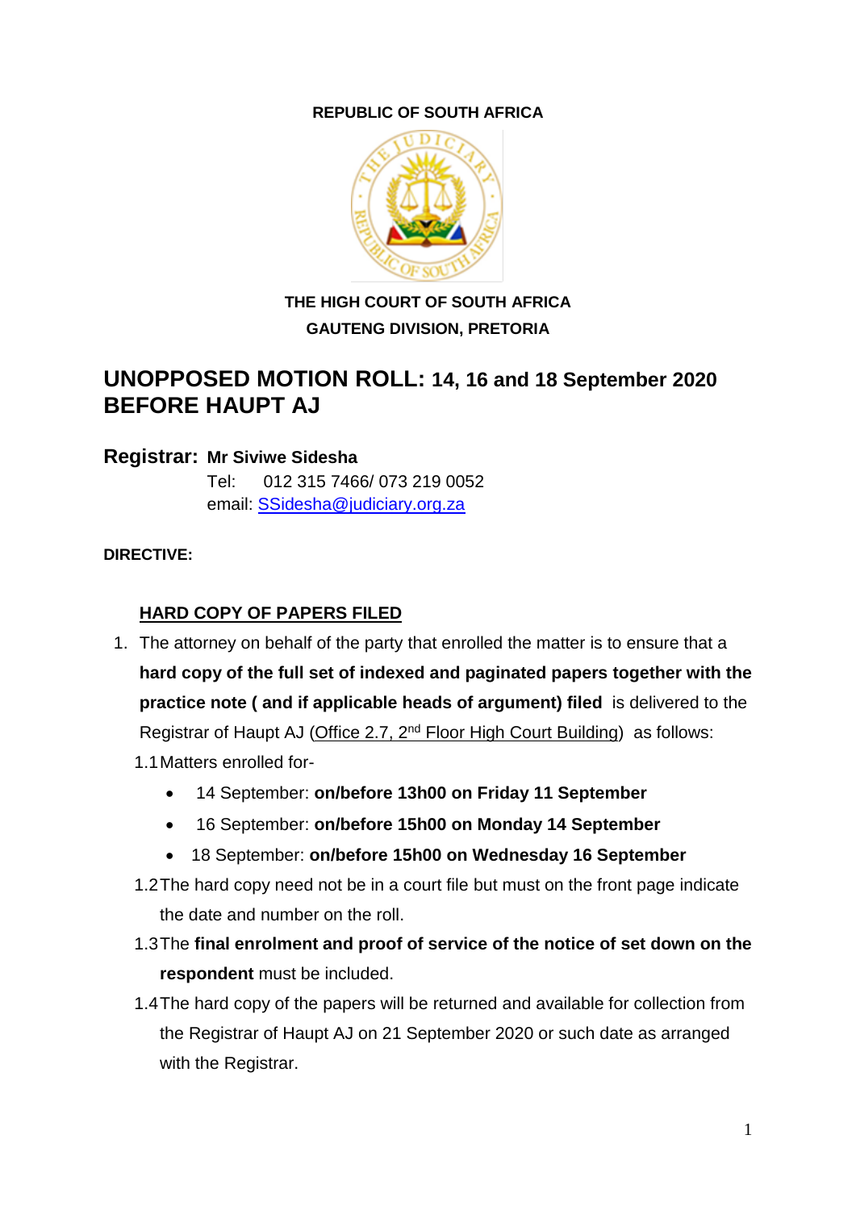**REPUBLIC OF SOUTH AFRICA**

**THE HIGH COURT OF SOUTH AFRICA**
**GAUTENG DIVISION, PRETORIA**

# UNOPPOSED MOTION ROLL: 14, 16 and 18 September 2020 BEFORE HAUPT AJ

**Registrar: Mr Siviwe Sidesha**
Tel: 012 315 7466/ 073 219 0052
email: SSidesha@judiciary.org.za

**DIRECTIVE:**

**HARD COPY OF PAPERS FILED**

1. The attorney on behalf of the party that enrolled the matter is to ensure that a **hard copy of the full set of indexed and paginated papers together with the practice note ( and if applicable heads of argument) filed** is delivered to the Registrar of Haupt AJ (Office 2.7, 2nd Floor High Court Building) as follows:

   1.1 Matters enrolled for-

   - 14 September: **on/before 13h00 on Friday 11 September**
   - 16 September: **on/before 15h00 on Monday 14 September**
   - 18 September: **on/before 15h00 on Wednesday 16 September**

   1.2 The hard copy need not be in a court file but must on the front page indicate the date and number on the roll.

   1.3 The **final enrolment and proof of service of the notice of set down on the respondent** must be included.

   1.4 The hard copy of the papers will be returned and available for collection from the Registrar of Haupt AJ on 21 September 2020 or such date as arranged with the Registrar.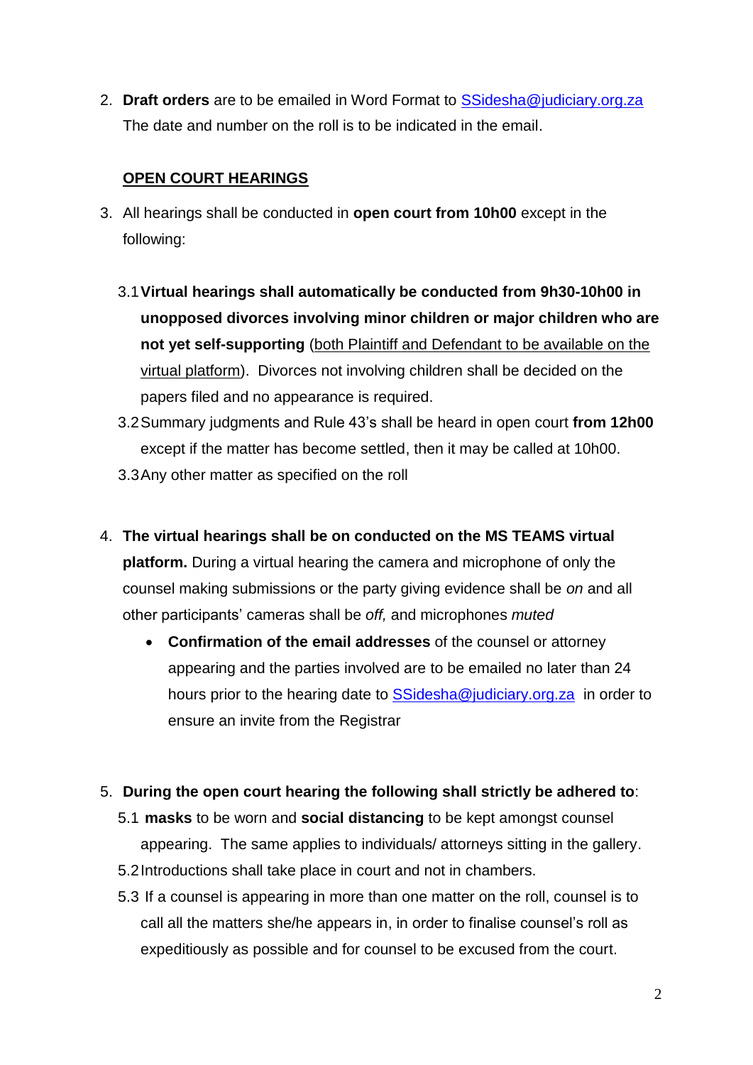2. **Draft orders** are to be emailed in Word Format to SSidesha@judiciary.org.za The date and number on the roll is to be indicated in the email.

**OPEN COURT HEARINGS**

3. All hearings shall be conducted in **open court from 10h00** except in the following:

   3.1 **Virtual hearings shall automatically be conducted from 9h30-10h00 in unopposed divorces involving minor children or major children who are not yet self-supporting** (both Plaintiff and Defendant to be available on the virtual platform). Divorces not involving children shall be decided on the papers filed and no appearance is required.

   3.2 Summary judgments and Rule 43's shall be heard in open court **from 12h00** except if the matter has become settled, then it may be called at 10h00.

   3.3 Any other matter as specified on the roll

4. **The virtual hearings shall be on conducted on the MS TEAMS virtual platform.** During a virtual hearing the camera and microphone of only the counsel making submissions or the party giving evidence shall be *on* and all other participants' cameras shall be *off,* and microphones *muted*

   - **Confirmation of the email addresses** of the counsel or attorney appearing and the parties involved are to be emailed no later than 24 hours prior to the hearing date to SSidesha@judiciary.org.za in order to ensure an invite from the Registrar

5. **During the open court hearing the following shall strictly be adhered to**:

   5.1 **masks** to be worn and **social distancing** to be kept amongst counsel appearing. The same applies to individuals/ attorneys sitting in the gallery.

   5.2 Introductions shall take place in court and not in chambers.

   5.3 If a counsel is appearing in more than one matter on the roll, counsel is to call all the matters she/he appears in, in order to finalise counsel's roll as expeditiously as possible and for counsel to be excused from the court.